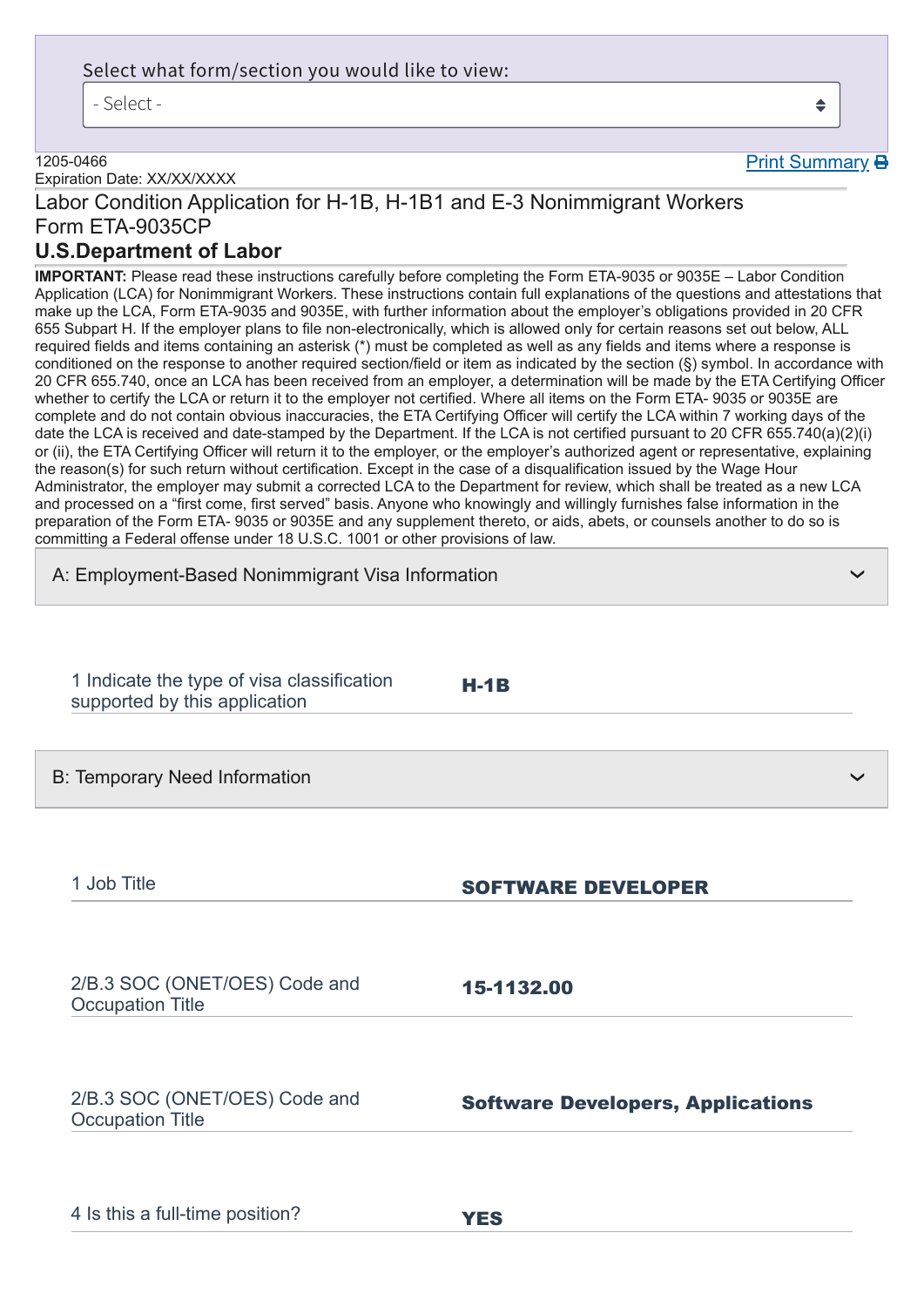Select what form/section you would like to view:

- Select -

1205-0466
Expiration Date: XX/XX/XXXX

Print Summary

# Labor Condition Application for H-1B, H-1B1 and E-3 Nonimmigrant Workers
# Form ETA-9035CP
## U.S.Department of Labor

**IMPORTANT:** Please read these instructions carefully before completing the Form ETA-9035 or 9035E – Labor Condition Application (LCA) for Nonimmigrant Workers. These instructions contain full explanations of the questions and attestations that make up the LCA, Form ETA-9035 and 9035E, with further information about the employer's obligations provided in 20 CFR 655 Subpart H. If the employer plans to file non-electronically, which is allowed only for certain reasons set out below, ALL required fields and items containing an asterisk (*) must be completed as well as any fields and items where a response is conditioned on the response to another required section/field or item as indicated by the section (§) symbol. In accordance with 20 CFR 655.740, once an LCA has been received from an employer, a determination will be made by the ETA Certifying Officer whether to certify the LCA or return it to the employer not certified. Where all items on the Form ETA- 9035 or 9035E are complete and do not contain obvious inaccuracies, the ETA Certifying Officer will certify the LCA within 7 working days of the date the LCA is received and date-stamped by the Department. If the LCA is not certified pursuant to 20 CFR 655.740(a)(2)(i) or (ii), the ETA Certifying Officer will return it to the employer, or the employer's authorized agent or representative, explaining the reason(s) for such return without certification. Except in the case of a disqualification issued by the Wage Hour Administrator, the employer may submit a corrected LCA to the Department for review, which shall be treated as a new LCA and processed on a "first come, first served" basis. Anyone who knowingly and willingly furnishes false information in the preparation of the Form ETA- 9035 or 9035E and any supplement thereto, or aids, abets, or counsels another to do so is committing a Federal offense under 18 U.S.C. 1001 or other provisions of law.

### A: Employment-Based Nonimmigrant Visa Information

| | |
|---|---|
| 1 Indicate the type of visa classification supported by this application | **H-1B** |

### B: Temporary Need Information

| | |
|---|---|
| 1 Job Title | **SOFTWARE DEVELOPER** |
| 2/B.3 SOC (ONET/OES) Code and Occupation Title | **15-1132.00** |
| 2/B.3 SOC (ONET/OES) Code and Occupation Title | **Software Developers, Applications** |
| 4 Is this a full-time position? | **YES** |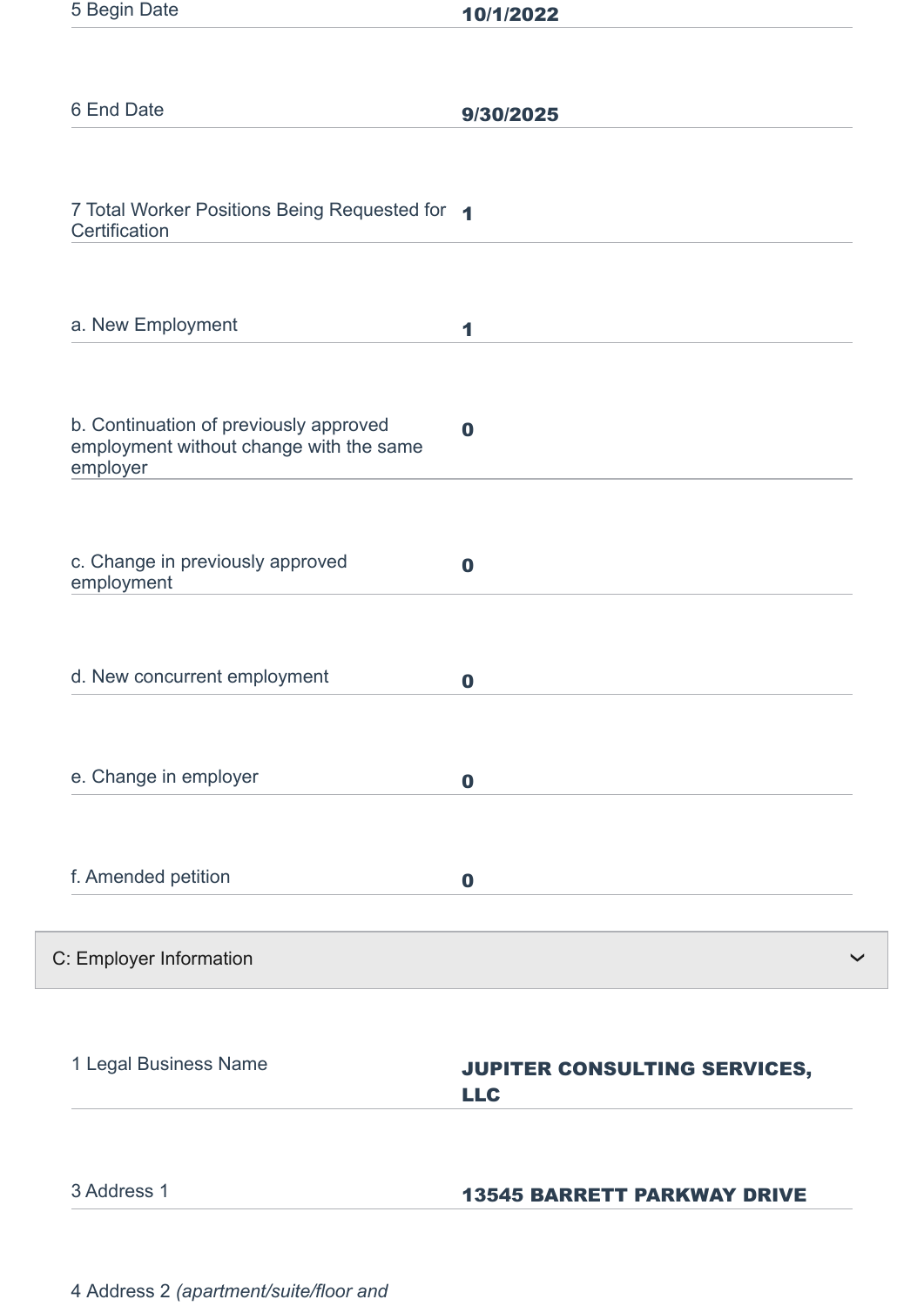| | |
|---|---|
| 5 Begin Date | **10/1/2022** |
| 6 End Date | **9/30/2025** |
| 7 Total Worker Positions Being Requested for Certification | **1** |
| a. New Employment | **1** |
| b. Continuation of previously approved employment without change with the same employer | **0** |
| c. Change in previously approved employment | **0** |
| d. New concurrent employment | **0** |
| e. Change in employer | **0** |
| f. Amended petition | **0** |

## C: Employer Information

| | |
|---|---|
| 1 Legal Business Name | **JUPITER CONSULTING SERVICES, LLC** |
| 3 Address 1 | **13545 BARRETT PARKWAY DRIVE** |
| 4 Address 2 *(apartment/suite/floor and* | |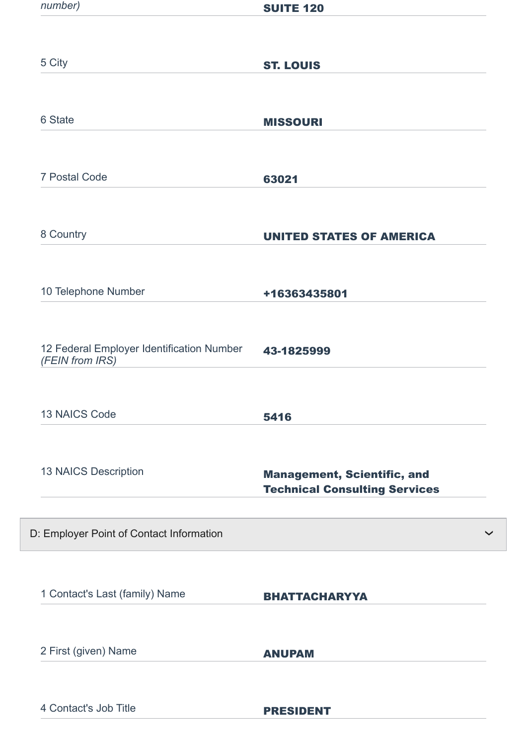| | |
|---|---|
| *number)* | **SUITE 120** |
| 5 City | **ST. LOUIS** |
| 6 State | **MISSOURI** |
| 7 Postal Code | **63021** |
| 8 Country | **UNITED STATES OF AMERICA** |
| 10 Telephone Number | **+16363435801** |
| 12 Federal Employer Identification Number *(FEIN from IRS)* | **43-1825999** |
| 13 NAICS Code | **5416** |
| 13 NAICS Description | **Management, Scientific, and Technical Consulting Services** |

## D: Employer Point of Contact Information

| | |
|---|---|
| 1 Contact's Last (family) Name | **BHATTACHARYYA** |
| 2 First (given) Name | **ANUPAM** |
| 4 Contact's Job Title | **PRESIDENT** |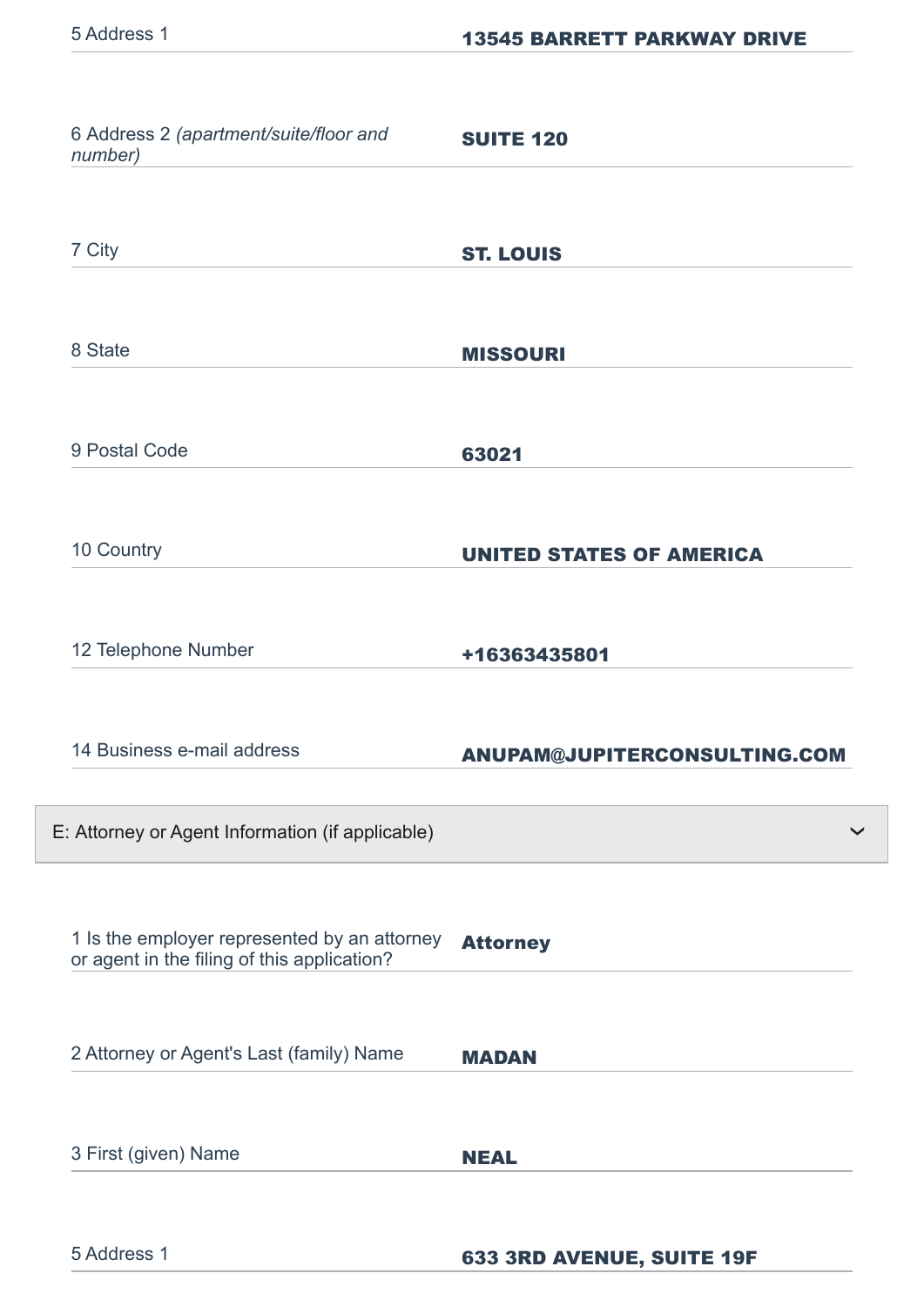| | |
|---|---|
| 5 Address 1 | **13545 BARRETT PARKWAY DRIVE** |
| 6 Address 2 *(apartment/suite/floor and number)* | **SUITE 120** |
| 7 City | **ST. LOUIS** |
| 8 State | **MISSOURI** |
| 9 Postal Code | **63021** |
| 10 Country | **UNITED STATES OF AMERICA** |
| 12 Telephone Number | **+16363435801** |
| 14 Business e-mail address | **ANUPAM@JUPITERCONSULTING.COM** |

## E: Attorney or Agent Information (if applicable)

| | |
|---|---|
| 1 Is the employer represented by an attorney or agent in the filing of this application? | **Attorney** |
| 2 Attorney or Agent's Last (family) Name | **MADAN** |
| 3 First (given) Name | **NEAL** |
| 5 Address 1 | **633 3RD AVENUE, SUITE 19F** |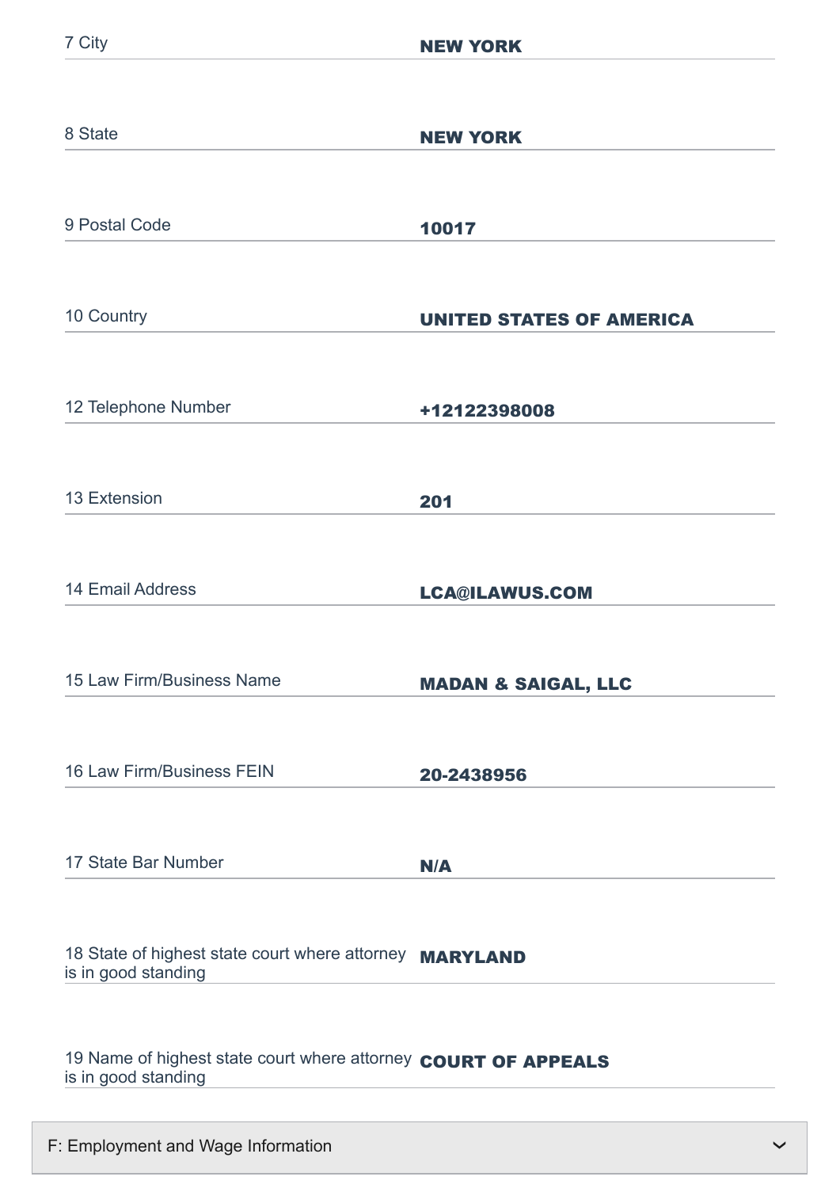| Field | Value |
| --- | --- |
| 7 City | **NEW YORK** |
| 8 State | **NEW YORK** |
| 9 Postal Code | **10017** |
| 10 Country | **UNITED STATES OF AMERICA** |
| 12 Telephone Number | **+12122398008** |
| 13 Extension | **201** |
| 14 Email Address | **LCA@ILAWUS.COM** |
| 15 Law Firm/Business Name | **MADAN & SAIGAL, LLC** |
| 16 Law Firm/Business FEIN | **20-2438956** |
| 17 State Bar Number | **N/A** |
| 18 State of highest state court where attorney is in good standing | **MARYLAND** |
| 19 Name of highest state court where attorney is in good standing | **COURT OF APPEALS** |

## F: Employment and Wage Information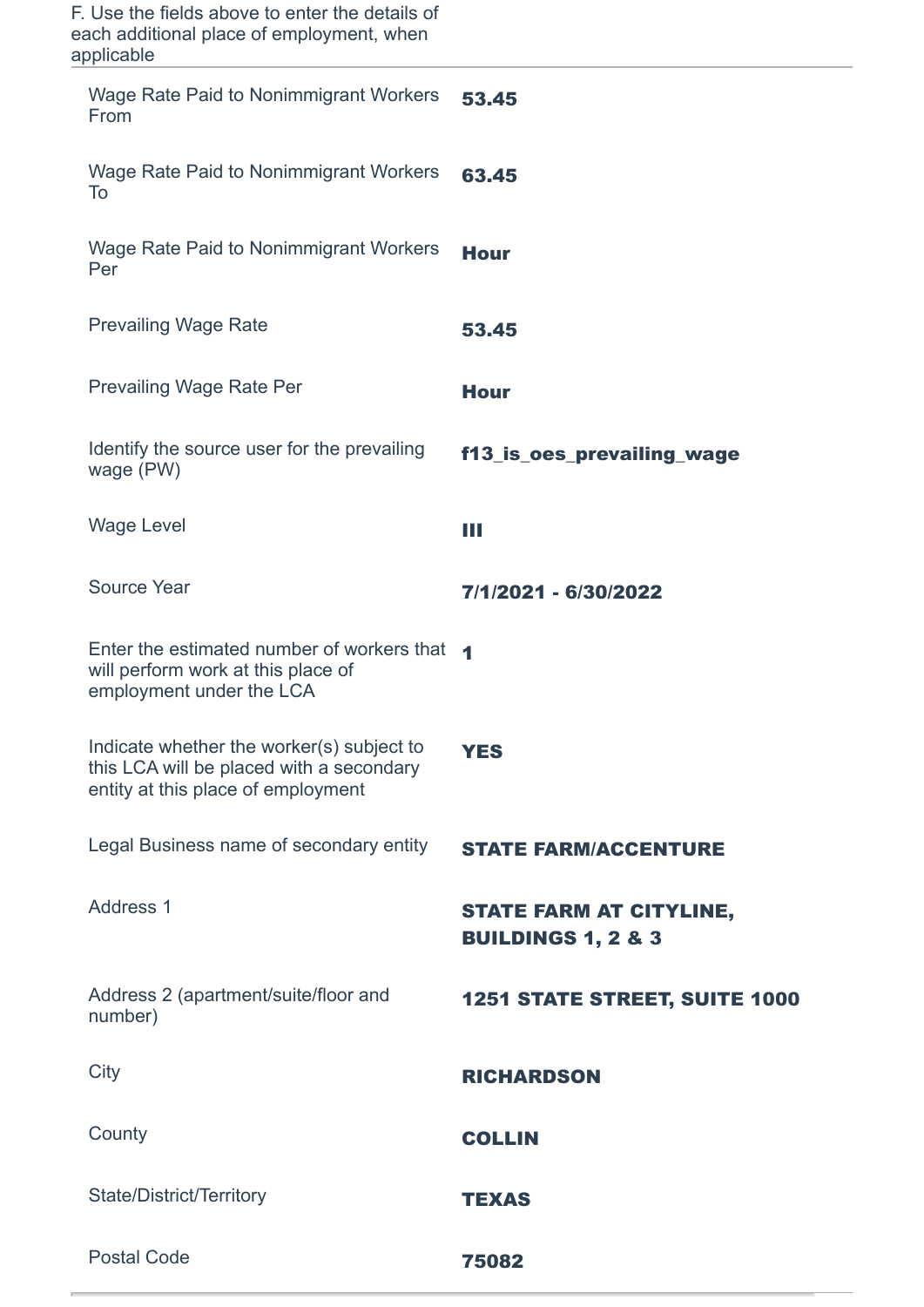F. Use the fields above to enter the details of each additional place of employment, when applicable

| Field | Value |
| --- | --- |
| Wage Rate Paid to Nonimmigrant Workers From | **53.45** |
| Wage Rate Paid to Nonimmigrant Workers To | **63.45** |
| Wage Rate Paid to Nonimmigrant Workers Per | **Hour** |
| Prevailing Wage Rate | **53.45** |
| Prevailing Wage Rate Per | **Hour** |
| Identify the source user for the prevailing wage (PW) | **f13_is_oes_prevailing_wage** |
| Wage Level | **III** |
| Source Year | **7/1/2021 - 6/30/2022** |
| Enter the estimated number of workers that will perform work at this place of employment under the LCA | **1** |
| Indicate whether the worker(s) subject to this LCA will be placed with a secondary entity at this place of employment | **YES** |
| Legal Business name of secondary entity | **STATE FARM/ACCENTURE** |
| Address 1 | **STATE FARM AT CITYLINE, BUILDINGS 1, 2 & 3** |
| Address 2 (apartment/suite/floor and number) | **1251 STATE STREET, SUITE 1000** |
| City | **RICHARDSON** |
| County | **COLLIN** |
| State/District/Territory | **TEXAS** |
| Postal Code | **75082** |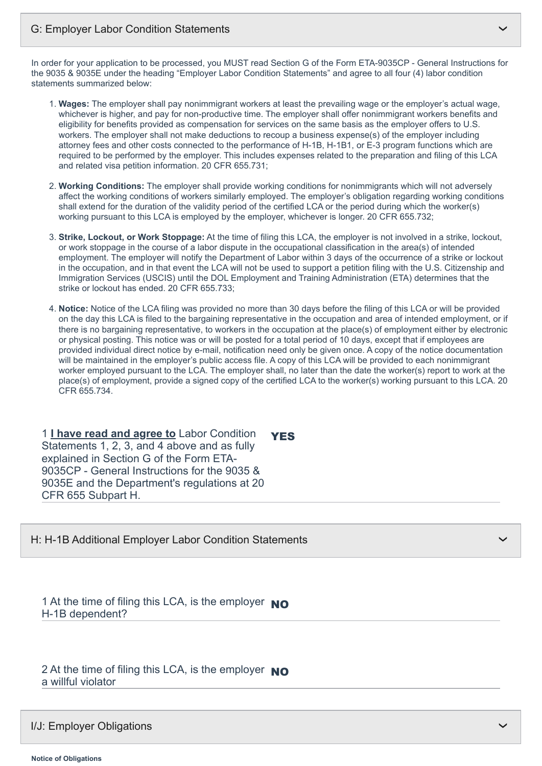## G: Employer Labor Condition Statements

In order for your application to be processed, you MUST read Section G of the Form ETA-9035CP - General Instructions for the 9035 & 9035E under the heading “Employer Labor Condition Statements” and agree to all four (4) labor condition statements summarized below:

1. **Wages:** The employer shall pay nonimmigrant workers at least the prevailing wage or the employer’s actual wage, whichever is higher, and pay for non-productive time. The employer shall offer nonimmigrant workers benefits and eligibility for benefits provided as compensation for services on the same basis as the employer offers to U.S. workers. The employer shall not make deductions to recoup a business expense(s) of the employer including attorney fees and other costs connected to the performance of H-1B, H-1B1, or E-3 program functions which are required to be performed by the employer. This includes expenses related to the preparation and filing of this LCA and related visa petition information. 20 CFR 655.731;

2. **Working Conditions:** The employer shall provide working conditions for nonimmigrants which will not adversely affect the working conditions of workers similarly employed. The employer’s obligation regarding working conditions shall extend for the duration of the validity period of the certified LCA or the period during which the worker(s) working pursuant to this LCA is employed by the employer, whichever is longer. 20 CFR 655.732;

3. **Strike, Lockout, or Work Stoppage:** At the time of filing this LCA, the employer is not involved in a strike, lockout, or work stoppage in the course of a labor dispute in the occupational classification in the area(s) of intended employment. The employer will notify the Department of Labor within 3 days of the occurrence of a strike or lockout in the occupation, and in that event the LCA will not be used to support a petition filing with the U.S. Citizenship and Immigration Services (USCIS) until the DOL Employment and Training Administration (ETA) determines that the strike or lockout has ended. 20 CFR 655.733;

4. **Notice:** Notice of the LCA filing was provided no more than 30 days before the filing of this LCA or will be provided on the day this LCA is filed to the bargaining representative in the occupation and area of intended employment, or if there is no bargaining representative, to workers in the occupation at the place(s) of employment either by electronic or physical posting. This notice was or will be posted for a total period of 10 days, except that if employees are provided individual direct notice by e-mail, notification need only be given once. A copy of the notice documentation will be maintained in the employer’s public access file. A copy of this LCA will be provided to each nonimmigrant worker employed pursuant to the LCA. The employer shall, no later than the date the worker(s) report to work at the place(s) of employment, provide a signed copy of the certified LCA to the worker(s) working pursuant to this LCA. 20 CFR 655.734.

1 **I have read and agree to** Labor Condition Statements 1, 2, 3, and 4 above and as fully explained in Section G of the Form ETA-9035CP - General Instructions for the 9035 & 9035E and the Department's regulations at 20 CFR 655 Subpart H. **YES**

## H: H-1B Additional Employer Labor Condition Statements

1 At the time of filing this LCA, is the employer H-1B dependent? **NO**

2 At the time of filing this LCA, is the employer a willful violator **NO**

## I/J: Employer Obligations

**Notice of Obligations**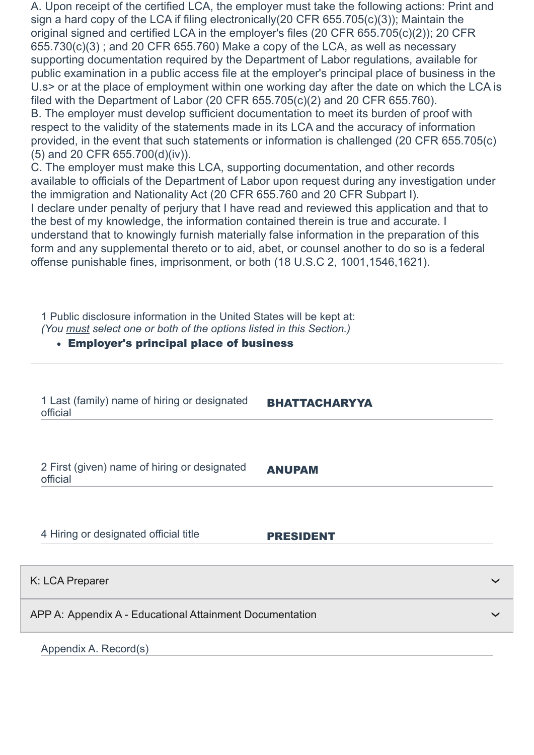A. Upon receipt of the certified LCA, the employer must take the following actions: Print and sign a hard copy of the LCA if filing electronically(20 CFR 655.705(c)(3)); Maintain the original signed and certified LCA in the employer's files (20 CFR 655.705(c)(2)); 20 CFR 655.730(c)(3) ; and 20 CFR 655.760) Make a copy of the LCA, as well as necessary supporting documentation required by the Department of Labor regulations, available for public examination in a public access file at the employer's principal place of business in the U.s> or at the place of employment within one working day after the date on which the LCA is filed with the Department of Labor (20 CFR 655.705(c)(2) and 20 CFR 655.760).

B. The employer must develop sufficient documentation to meet its burden of proof with respect to the validity of the statements made in its LCA and the accuracy of information provided, in the event that such statements or information is challenged (20 CFR 655.705(c)(5) and 20 CFR 655.700(d)(iv)).

C. The employer must make this LCA, supporting documentation, and other records available to officials of the Department of Labor upon request during any investigation under the immigration and Nationality Act (20 CFR 655.760 and 20 CFR Subpart I).

I declare under penalty of perjury that I have read and reviewed this application and that to the best of my knowledge, the information contained therein is true and accurate. I understand that to knowingly furnish materially false information in the preparation of this form and any supplemental thereto or to aid, abet, or counsel another to do so is a federal offense punishable fines, imprisonment, or both (18 U.S.C 2, 1001,1546,1621).

1 Public disclosure information in the United States will be kept at:
*(You must select one or both of the options listed in this Section.)*

- **Employer's principal place of business**

| | |
|---|---|
| 1 Last (family) name of hiring or designated official | **BHATTACHARYYA** |
| 2 First (given) name of hiring or designated official | **ANUPAM** |
| 4 Hiring or designated official title | **PRESIDENT** |

K: LCA Preparer

APP A: Appendix A - Educational Attainment Documentation

Appendix A. Record(s)